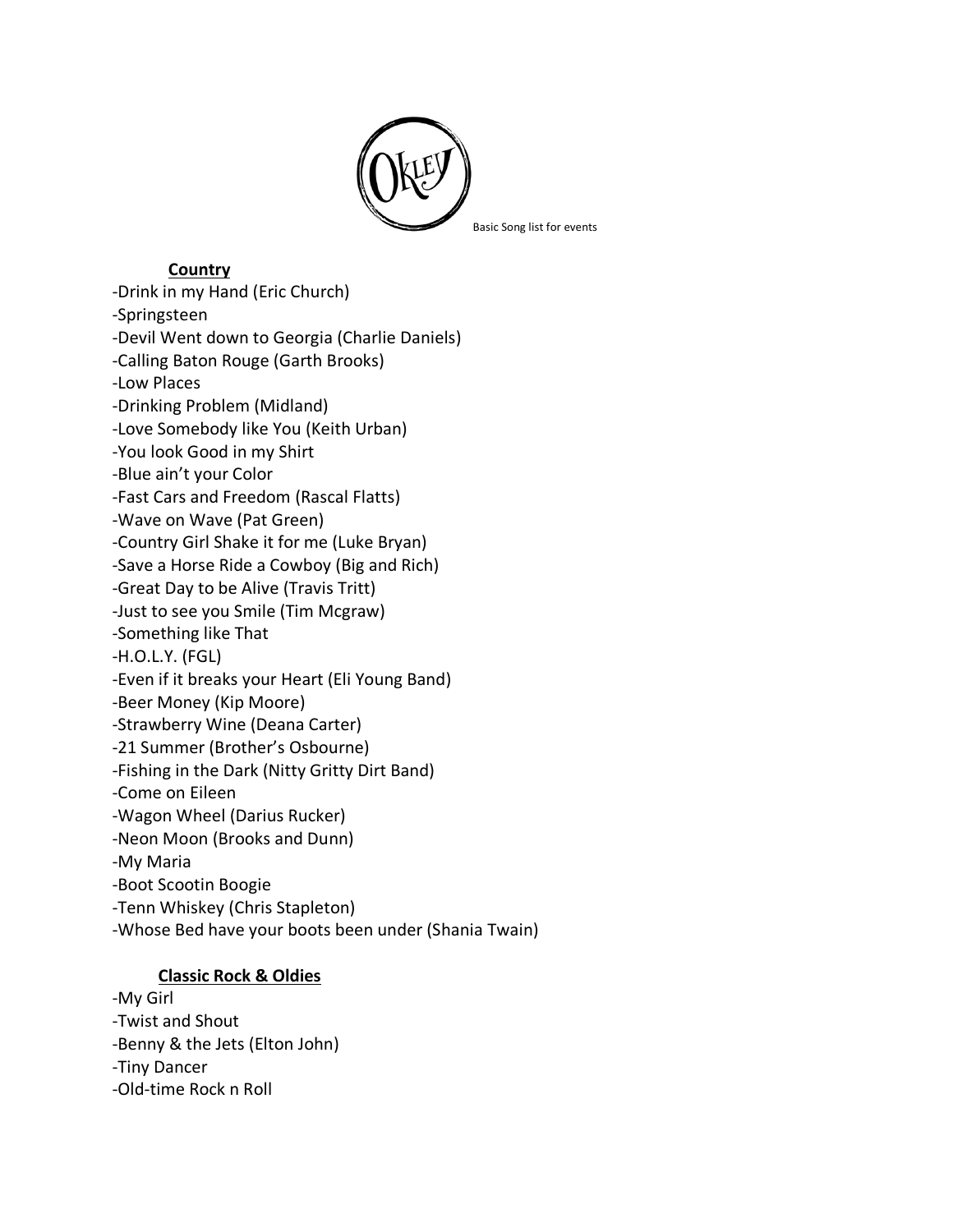OKLEY

Basic Song list for events

**Country**

-Drink in my Hand (Eric Church)
-Springsteen
-Devil Went down to Georgia (Charlie Daniels)
-Calling Baton Rouge (Garth Brooks)
-Low Places
-Drinking Problem (Midland)
-Love Somebody like You (Keith Urban)
-You look Good in my Shirt
-Blue ain't your Color
-Fast Cars and Freedom (Rascal Flatts)
-Wave on Wave (Pat Green)
-Country Girl Shake it for me (Luke Bryan)
-Save a Horse Ride a Cowboy (Big and Rich)
-Great Day to be Alive (Travis Tritt)
-Just to see you Smile (Tim Mcgraw)
-Something like That
-H.O.L.Y. (FGL)
-Even if it breaks your Heart (Eli Young Band)
-Beer Money (Kip Moore)
-Strawberry Wine (Deana Carter)
-21 Summer (Brother's Osbourne)
-Fishing in the Dark (Nitty Gritty Dirt Band)
-Come on Eileen
-Wagon Wheel (Darius Rucker)
-Neon Moon (Brooks and Dunn)
-My Maria
-Boot Scootin Boogie
-Tenn Whiskey (Chris Stapleton)
-Whose Bed have your boots been under (Shania Twain)

**Classic Rock & Oldies**

-My Girl
-Twist and Shout
-Benny & the Jets (Elton John)
-Tiny Dancer
-Old-time Rock n Roll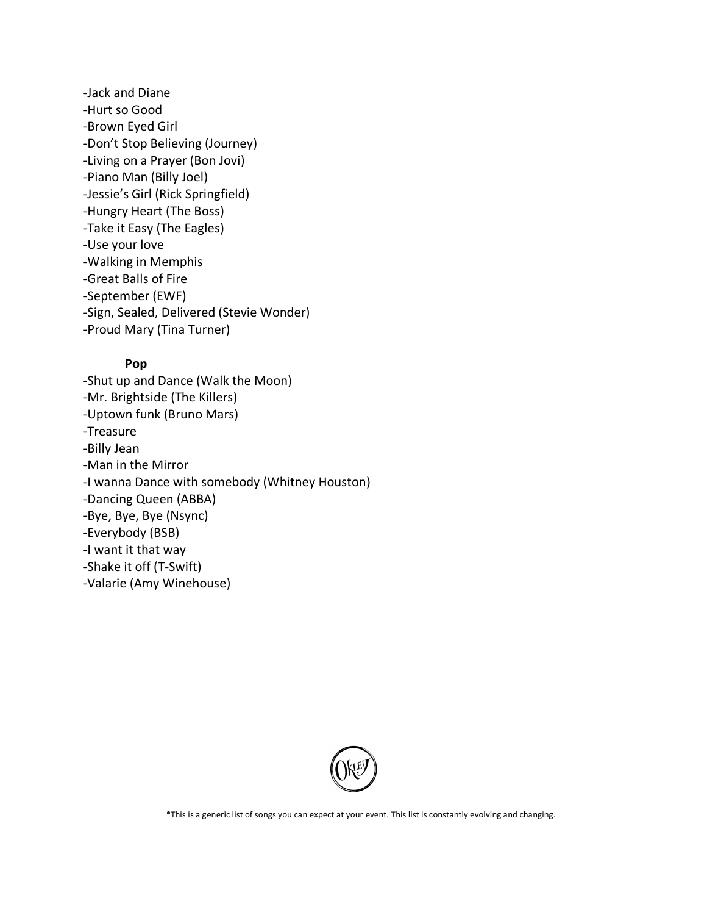-Jack and Diane
-Hurt so Good
-Brown Eyed Girl
-Don't Stop Believing (Journey)
-Living on a Prayer (Bon Jovi)
-Piano Man (Billy Joel)
-Jessie's Girl (Rick Springfield)
-Hungry Heart (The Boss)
-Take it Easy (The Eagles)
-Use your love
-Walking in Memphis
-Great Balls of Fire
-September (EWF)
-Sign, Sealed, Delivered (Stevie Wonder)
-Proud Mary (Tina Turner)

**Pop**

-Shut up and Dance (Walk the Moon)
-Mr. Brightside (The Killers)
-Uptown funk (Bruno Mars)
-Treasure
-Billy Jean
-Man in the Mirror
-I wanna Dance with somebody (Whitney Houston)
-Dancing Queen (ABBA)
-Bye, Bye, Bye (Nsync)
-Everybody (BSB)
-I want it that way
-Shake it off (T-Swift)
-Valarie (Amy Winehouse)

*This is a generic list of songs you can expect at your event. This list is constantly evolving and changing.